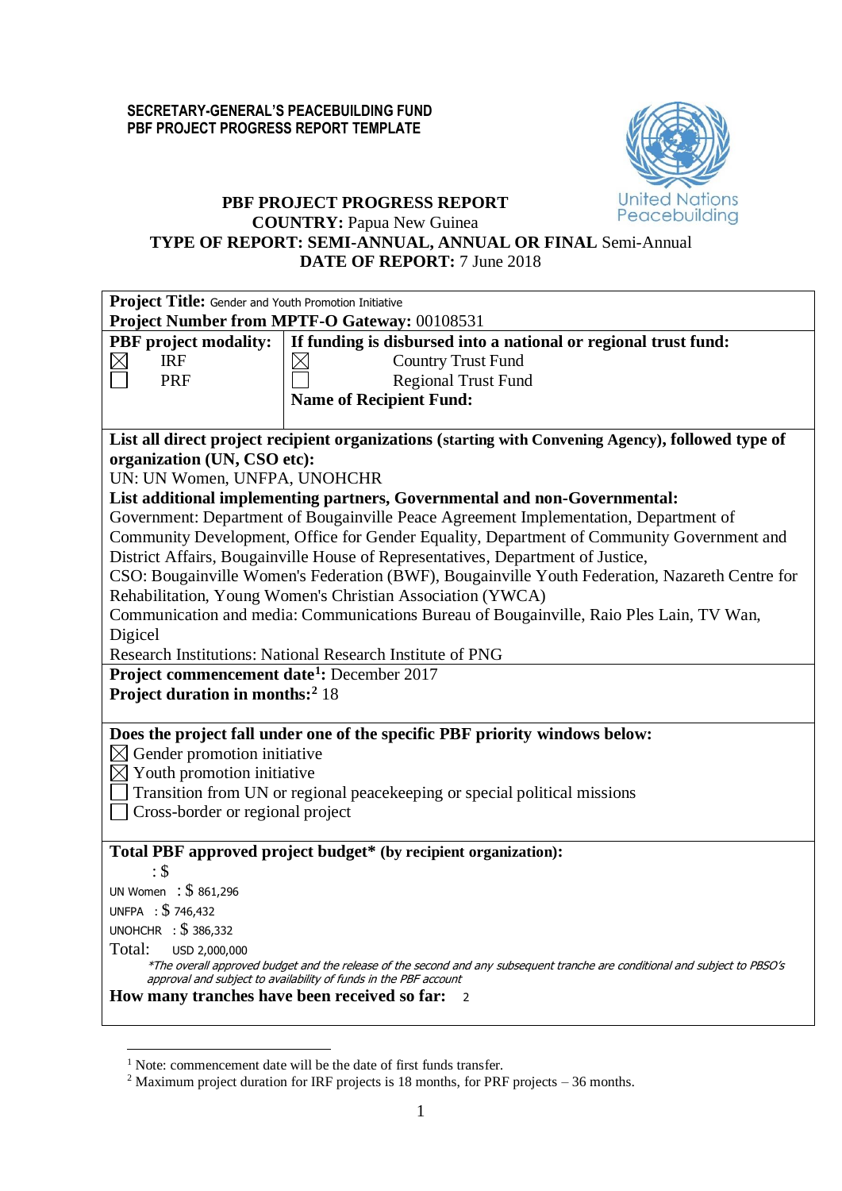**SECRETARY-GENERAL'S PEACEBUILDING FUND**
**PBF PROJECT PROGRESS REPORT TEMPLATE**

# PBF PROJECT PROGRESS REPORT

**COUNTRY:** Papua New Guinea
**TYPE OF REPORT: SEMI-ANNUAL, ANNUAL OR FINAL** Semi-Annual
**DATE OF REPORT:** 7 June 2018

**Project Title:** Gender and Youth Promotion Initiative
**Project Number from MPTF-O Gateway:** 00108531

| **PBF project modality:** | **If funding is disbursed into a national or regional trust fund:** |
|---|---|
| ☒ IRF | ☒ Country Trust Fund |
| ☐ PRF | ☐ Regional Trust Fund |
| | **Name of Recipient Fund:** |

**List all direct project recipient organizations (starting with Convening Agency), followed type of organization (UN, CSO etc):**
UN: UN Women, UNFPA, UNOHCHR

**List additional implementing partners, Governmental and non-Governmental:**
Government: Department of Bougainville Peace Agreement Implementation, Department of Community Development, Office for Gender Equality, Department of Community Government and District Affairs, Bougainville House of Representatives, Department of Justice,
CSO: Bougainville Women's Federation (BWF), Bougainville Youth Federation, Nazareth Centre for Rehabilitation, Young Women's Christian Association (YWCA)
Communication and media: Communications Bureau of Bougainville, Raio Ples Lain, TV Wan, Digicel
Research Institutions: National Research Institute of PNG

**Project commencement date[1]:** December 2017
**Project duration in months:[2]** 18

**Does the project fall under one of the specific PBF priority windows below:**
☒ Gender promotion initiative
☒ Youth promotion initiative
☐ Transition from UN or regional peacekeeping or special political missions
☐ Cross-border or regional project

**Total PBF approved project budget* (by recipient organization):**
: $
UN Women : $ 861,296
UNFPA : $ 746,432
UNOHCHR : $ 386,332
Total: USD 2,000,000
*\*The overall approved budget and the release of the second and any subsequent tranche are conditional and subject to PBSO's approval and subject to availability of funds in the PBF account*

**How many tranches have been received so far:** 2

[1] Note: commencement date will be the date of first funds transfer.
[2] Maximum project duration for IRF projects is 18 months, for PRF projects – 36 months.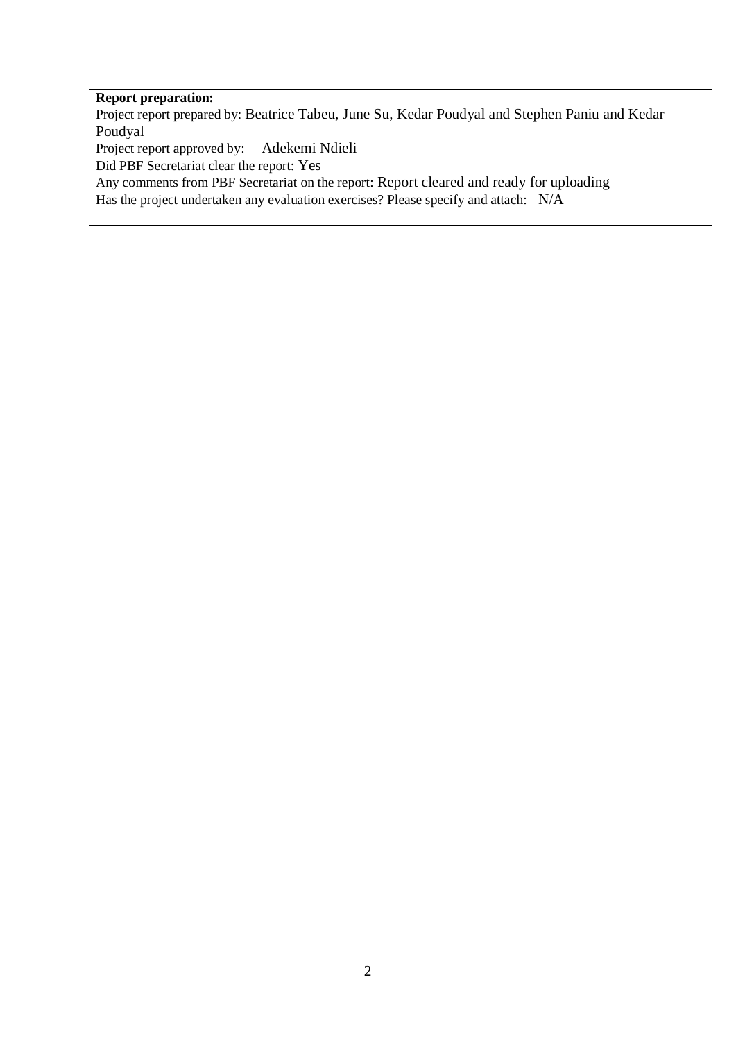**Report preparation:**

Project report prepared by: Beatrice Tabeu, June Su, Kedar Poudyal and Stephen Paniu and Kedar Poudyal

Project report approved by: Adekemi Ndieli

Did PBF Secretariat clear the report: Yes

Any comments from PBF Secretariat on the report: Report cleared and ready for uploading

Has the project undertaken any evaluation exercises? Please specify and attach: N/A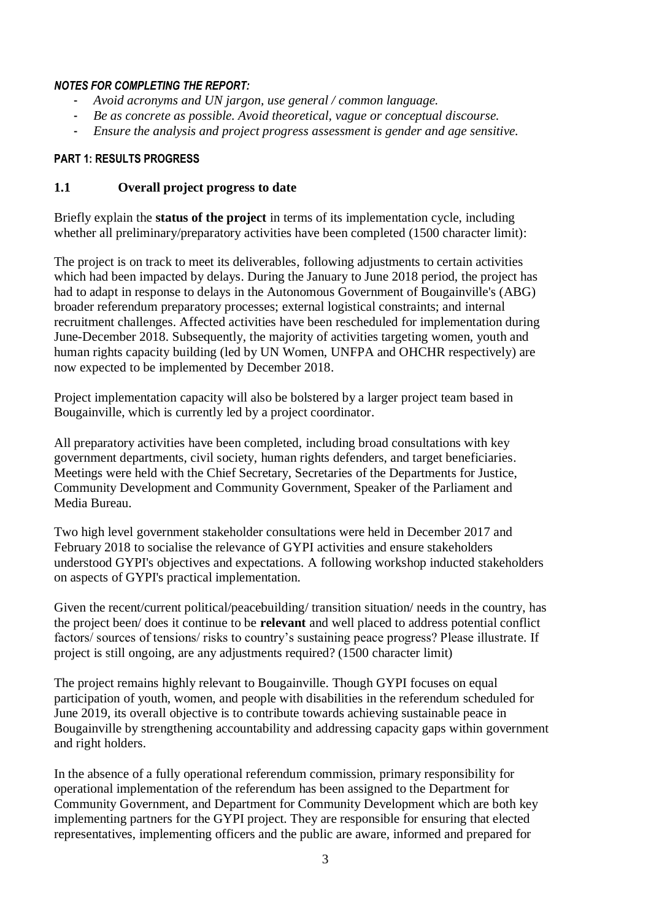***NOTES FOR COMPLETING THE REPORT:***

- *Avoid acronyms and UN jargon, use general / common language.*
- *Be as concrete as possible. Avoid theoretical, vague or conceptual discourse.*
- *Ensure the analysis and project progress assessment is gender and age sensitive.*

**PART 1: RESULTS PROGRESS**

## 1.1 Overall project progress to date

Briefly explain the **status of the project** in terms of its implementation cycle, including whether all preliminary/preparatory activities have been completed (1500 character limit):

The project is on track to meet its deliverables, following adjustments to certain activities which had been impacted by delays. During the January to June 2018 period, the project has had to adapt in response to delays in the Autonomous Government of Bougainville's (ABG) broader referendum preparatory processes; external logistical constraints; and internal recruitment challenges. Affected activities have been rescheduled for implementation during June-December 2018. Subsequently, the majority of activities targeting women, youth and human rights capacity building (led by UN Women, UNFPA and OHCHR respectively) are now expected to be implemented by December 2018.

Project implementation capacity will also be bolstered by a larger project team based in Bougainville, which is currently led by a project coordinator.

All preparatory activities have been completed, including broad consultations with key government departments, civil society, human rights defenders, and target beneficiaries. Meetings were held with the Chief Secretary, Secretaries of the Departments for Justice, Community Development and Community Government, Speaker of the Parliament and Media Bureau.

Two high level government stakeholder consultations were held in December 2017 and February 2018 to socialise the relevance of GYPI activities and ensure stakeholders understood GYPI's objectives and expectations. A following workshop inducted stakeholders on aspects of GYPI's practical implementation.

Given the recent/current political/peacebuilding/ transition situation/ needs in the country, has the project been/ does it continue to be **relevant** and well placed to address potential conflict factors/ sources of tensions/ risks to country's sustaining peace progress? Please illustrate. If project is still ongoing, are any adjustments required? (1500 character limit)

The project remains highly relevant to Bougainville. Though GYPI focuses on equal participation of youth, women, and people with disabilities in the referendum scheduled for June 2019, its overall objective is to contribute towards achieving sustainable peace in Bougainville by strengthening accountability and addressing capacity gaps within government and right holders.

In the absence of a fully operational referendum commission, primary responsibility for operational implementation of the referendum has been assigned to the Department for Community Government, and Department for Community Development which are both key implementing partners for the GYPI project. They are responsible for ensuring that elected representatives, implementing officers and the public are aware, informed and prepared for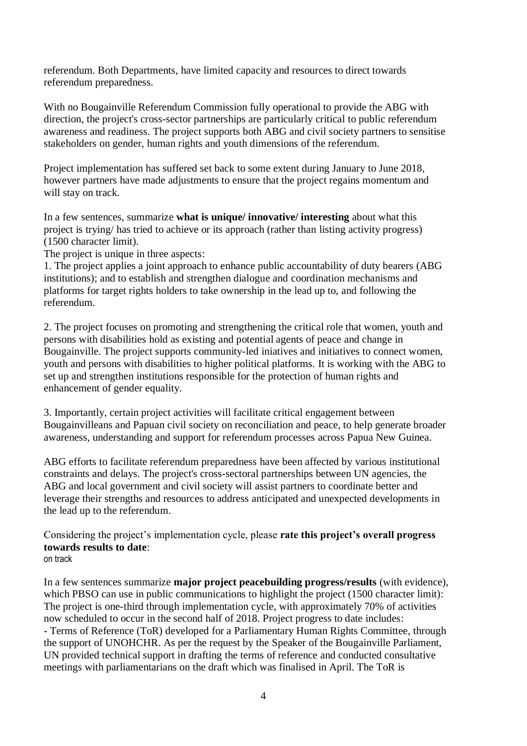referendum. Both Departments, have limited capacity and resources to direct towards referendum preparedness.

With no Bougainville Referendum Commission fully operational to provide the ABG with direction, the project's cross-sector partnerships are particularly critical to public referendum awareness and readiness. The project supports both ABG and civil society partners to sensitise stakeholders on gender, human rights and youth dimensions of the referendum.

Project implementation has suffered set back to some extent during January to June 2018, however partners have made adjustments to ensure that the project regains momentum and will stay on track.

In a few sentences, summarize **what is unique/ innovative/ interesting** about what this project is trying/ has tried to achieve or its approach (rather than listing activity progress) (1500 character limit).

The project is unique in three aspects:

1. The project applies a joint approach to enhance public accountability of duty bearers (ABG institutions); and to establish and strengthen dialogue and coordination mechanisms and platforms for target rights holders to take ownership in the lead up to, and following the referendum.

2. The project focuses on promoting and strengthening the critical role that women, youth and persons with disabilities hold as existing and potential agents of peace and change in Bougainville. The project supports community-led iniatives and initiatives to connect women, youth and persons with disabilities to higher political platforms. It is working with the ABG to set up and strengthen institutions responsible for the protection of human rights and enhancement of gender equality.

3. Importantly, certain project activities will facilitate critical engagement between Bougainvilleans and Papuan civil society on reconciliation and peace, to help generate broader awareness, understanding and support for referendum processes across Papua New Guinea.

ABG efforts to facilitate referendum preparedness have been affected by various institutional constraints and delays. The project's cross-sectoral partnerships between UN agencies, the ABG and local government and civil society will assist partners to coordinate better and leverage their strengths and resources to address anticipated and unexpected developments in the lead up to the referendum.

Considering the project's implementation cycle, please **rate this project's overall progress towards results to date**:
on track

In a few sentences summarize **major project peacebuilding progress/results** (with evidence), which PBSO can use in public communications to highlight the project (1500 character limit):
The project is one-third through implementation cycle, with approximately 70% of activities now scheduled to occur in the second half of 2018. Project progress to date includes:
- Terms of Reference (ToR) developed for a Parliamentary Human Rights Committee, through the support of UNOHCHR. As per the request by the Speaker of the Bougainville Parliament, UN provided technical support in drafting the terms of reference and conducted consultative meetings with parliamentarians on the draft which was finalised in April. The ToR is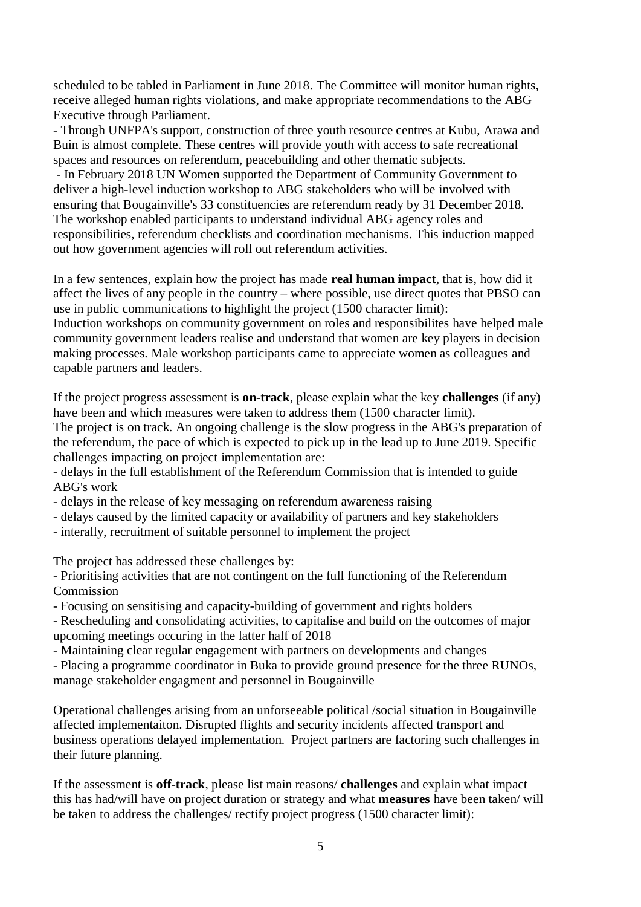scheduled to be tabled in Parliament in June 2018. The Committee will monitor human rights, receive alleged human rights violations, and make appropriate recommendations to the ABG Executive through Parliament.

- Through UNFPA's support, construction of three youth resource centres at Kubu, Arawa and Buin is almost complete. These centres will provide youth with access to safe recreational spaces and resources on referendum, peacebuilding and other thematic subjects.
- In February 2018 UN Women supported the Department of Community Government to deliver a high-level induction workshop to ABG stakeholders who will be involved with ensuring that Bougainville's 33 constituencies are referendum ready by 31 December 2018. The workshop enabled participants to understand individual ABG agency roles and responsibilities, referendum checklists and coordination mechanisms. This induction mapped out how government agencies will roll out referendum activities.

In a few sentences, explain how the project has made **real human impact**, that is, how did it affect the lives of any people in the country – where possible, use direct quotes that PBSO can use in public communications to highlight the project (1500 character limit):
Induction workshops on community government on roles and responsibilites have helped male community government leaders realise and understand that women are key players in decision making processes. Male workshop participants came to appreciate women as colleagues and capable partners and leaders.

If the project progress assessment is **on-track**, please explain what the key **challenges** (if any) have been and which measures were taken to address them (1500 character limit).
The project is on track. An ongoing challenge is the slow progress in the ABG's preparation of the referendum, the pace of which is expected to pick up in the lead up to June 2019. Specific challenges impacting on project implementation are:

- delays in the full establishment of the Referendum Commission that is intended to guide ABG's work
- delays in the release of key messaging on referendum awareness raising
- delays caused by the limited capacity or availability of partners and key stakeholders
- interally, recruitment of suitable personnel to implement the project

The project has addressed these challenges by:

- Prioritising activities that are not contingent on the full functioning of the Referendum Commission
- Focusing on sensitising and capacity-building of government and rights holders
- Rescheduling and consolidating activities, to capitalise and build on the outcomes of major upcoming meetings occuring in the latter half of 2018
- Maintaining clear regular engagement with partners on developments and changes
- Placing a programme coordinator in Buka to provide ground presence for the three RUNOs, manage stakeholder engagment and personnel in Bougainville

Operational challenges arising from an unforseeable political /social situation in Bougainville affected implementaiton. Disrupted flights and security incidents affected transport and business operations delayed implementation. Project partners are factoring such challenges in their future planning.

If the assessment is **off-track**, please list main reasons/ **challenges** and explain what impact this has had/will have on project duration or strategy and what **measures** have been taken/ will be taken to address the challenges/ rectify project progress (1500 character limit):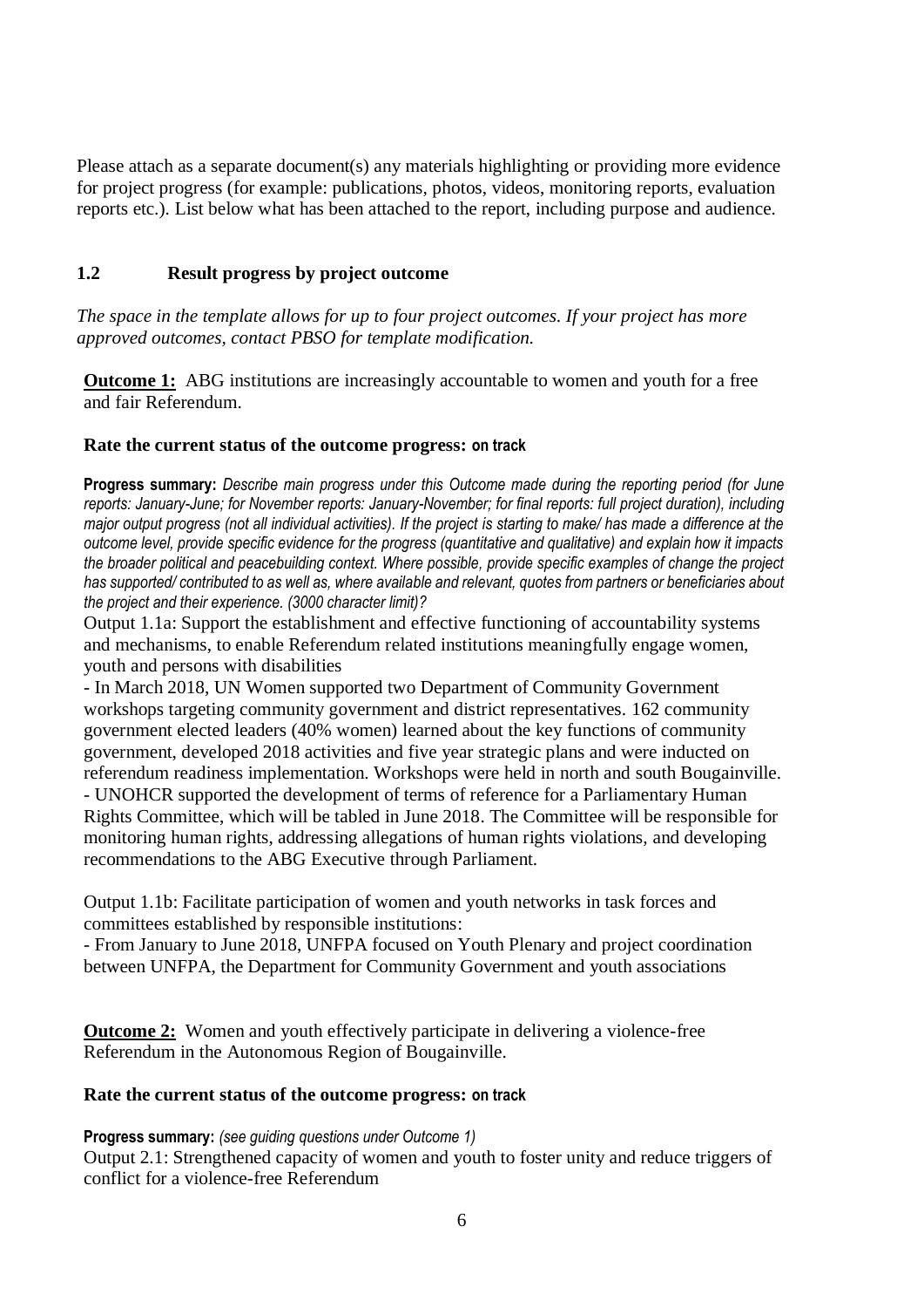Please attach as a separate document(s) any materials highlighting or providing more evidence for project progress (for example: publications, photos, videos, monitoring reports, evaluation reports etc.). List below what has been attached to the report, including purpose and audience.

### 1.2 Result progress by project outcome

*The space in the template allows for up to four project outcomes. If your project has more approved outcomes, contact PBSO for template modification.*

**Outcome 1:** ABG institutions are increasingly accountable to women and youth for a free and fair Referendum.

**Rate the current status of the outcome progress: on track**

**Progress summary:** *Describe main progress under this Outcome made during the reporting period (for June reports: January-June; for November reports: January-November; for final reports: full project duration), including major output progress (not all individual activities). If the project is starting to make/ has made a difference at the outcome level, provide specific evidence for the progress (quantitative and qualitative) and explain how it impacts the broader political and peacebuilding context. Where possible, provide specific examples of change the project has supported/ contributed to as well as, where available and relevant, quotes from partners or beneficiaries about the project and their experience. (3000 character limit)?*

Output 1.1a: Support the establishment and effective functioning of accountability systems and mechanisms, to enable Referendum related institutions meaningfully engage women, youth and persons with disabilities

- In March 2018, UN Women supported two Department of Community Government workshops targeting community government and district representatives. 162 community government elected leaders (40% women) learned about the key functions of community government, developed 2018 activities and five year strategic plans and were inducted on referendum readiness implementation. Workshops were held in north and south Bougainville.
- UNOHCR supported the development of terms of reference for a Parliamentary Human Rights Committee, which will be tabled in June 2018. The Committee will be responsible for monitoring human rights, addressing allegations of human rights violations, and developing recommendations to the ABG Executive through Parliament.

Output 1.1b: Facilitate participation of women and youth networks in task forces and committees established by responsible institutions:

- From January to June 2018, UNFPA focused on Youth Plenary and project coordination between UNFPA, the Department for Community Government and youth associations

**Outcome 2:** Women and youth effectively participate in delivering a violence-free Referendum in the Autonomous Region of Bougainville.

**Rate the current status of the outcome progress: on track**

**Progress summary:** *(see guiding questions under Outcome 1)*

Output 2.1: Strengthened capacity of women and youth to foster unity and reduce triggers of conflict for a violence-free Referendum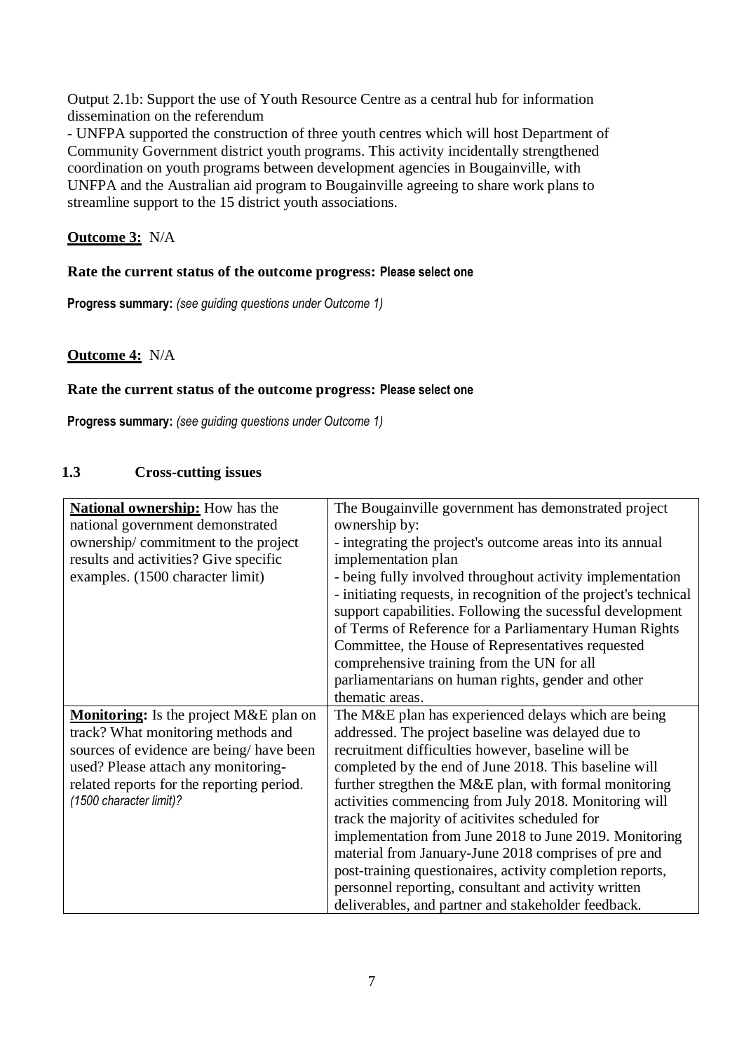Output 2.1b: Support the use of Youth Resource Centre as a central hub for information dissemination on the referendum

- UNFPA supported the construction of three youth centres which will host Department of Community Government district youth programs. This activity incidentally strengthened coordination on youth programs between development agencies in Bougainville, with UNFPA and the Australian aid program to Bougainville agreeing to share work plans to streamline support to the 15 district youth associations.

**Outcome 3:** N/A

**Rate the current status of the outcome progress: Please select one**

**Progress summary:** *(see guiding questions under Outcome 1)*

**Outcome 4:** N/A

**Rate the current status of the outcome progress: Please select one**

**Progress summary:** *(see guiding questions under Outcome 1)*

### 1.3 Cross-cutting issues

| | |
|---|---|
| **National ownership:** How has the national government demonstrated ownership/ commitment to the project results and activities? Give specific examples. (1500 character limit) | The Bougainville government has demonstrated project ownership by:<br>- integrating the project's outcome areas into its annual implementation plan<br>- being fully involved throughout activity implementation<br>- initiating requests, in recognition of the project's technical support capabilities. Following the sucessful development of Terms of Reference for a Parliamentary Human Rights Committee, the House of Representatives requested comprehensive training from the UN for all parliamentarians on human rights, gender and other thematic areas. |
| **Monitoring:** Is the project M&E plan on track? What monitoring methods and sources of evidence are being/ have been used? Please attach any monitoring-related reports for the reporting period. *(1500 character limit)?* | The M&E plan has experienced delays which are being addressed. The project baseline was delayed due to recruitment difficulties however, baseline will be completed by the end of June 2018. This baseline will further stregthen the M&E plan, with formal monitoring activities commencing from July 2018. Monitoring will track the majority of acitivites scheduled for implementation from June 2018 to June 2019. Monitoring material from January-June 2018 comprises of pre and post-training questionaires, activity completion reports, personnel reporting, consultant and activity written deliverables, and partner and stakeholder feedback. |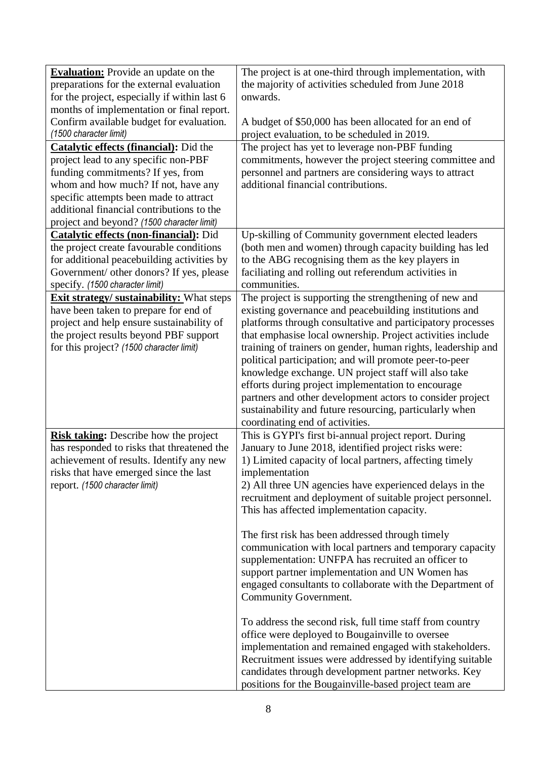| | |
|---|---|
| **Evaluation:** Provide an update on the preparations for the external evaluation for the project, especially if within last 6 months of implementation or final report. Confirm available budget for evaluation. *(1500 character limit)* | The project is at one-third through implementation, with the majority of activities scheduled from June 2018 onwards.<br><br>A budget of $50,000 has been allocated for an end of project evaluation, to be scheduled in 2019. |
| **Catalytic effects (financial):** Did the project lead to any specific non-PBF funding commitments? If yes, from whom and how much? If not, have any specific attempts been made to attract additional financial contributions to the project and beyond? *(1500 character limit)* | The project has yet to leverage non-PBF funding commitments, however the project steering committee and personnel and partners are considering ways to attract additional financial contributions. |
| **Catalytic effects (non-financial):** Did the project create favourable conditions for additional peacebuilding activities by Government/ other donors? If yes, please specify. *(1500 character limit)* | Up-skilling of Community government elected leaders (both men and women) through capacity building has led to the ABG recognising them as the key players in faciliating and rolling out referendum activities in communities. |
| **Exit strategy/ sustainability:** What steps have been taken to prepare for end of project and help ensure sustainability of the project results beyond PBF support for this project? *(1500 character limit)* | The project is supporting the strengthening of new and existing governance and peacebuilding institutions and platforms through consultative and participatory processes that emphasise local ownership. Project activities include training of trainers on gender, human rights, leadership and political participation; and will promote peer-to-peer knowledge exchange. UN project staff will also take efforts during project implementation to encourage partners and other development actors to consider project sustainability and future resourcing, particularly when coordinating end of activities. |
| **Risk taking:** Describe how the project has responded to risks that threatened the achievement of results. Identify any new risks that have emerged since the last report. *(1500 character limit)* | This is GYPI's first bi-annual project report. During January to June 2018, identified project risks were:<br>1) Limited capacity of local partners, affecting timely implementation<br>2) All three UN agencies have experienced delays in the recruitment and deployment of suitable project personnel. This has affected implementation capacity.<br><br>The first risk has been addressed through timely communication with local partners and temporary capacity supplementation: UNFPA has recruited an officer to support partner implementation and UN Women has engaged consultants to collaborate with the Department of Community Government.<br><br>To address the second risk, full time staff from country office were deployed to Bougainville to oversee implementation and remained engaged with stakeholders. Recruitment issues were addressed by identifying suitable candidates through development partner networks. Key positions for the Bougainville-based project team are |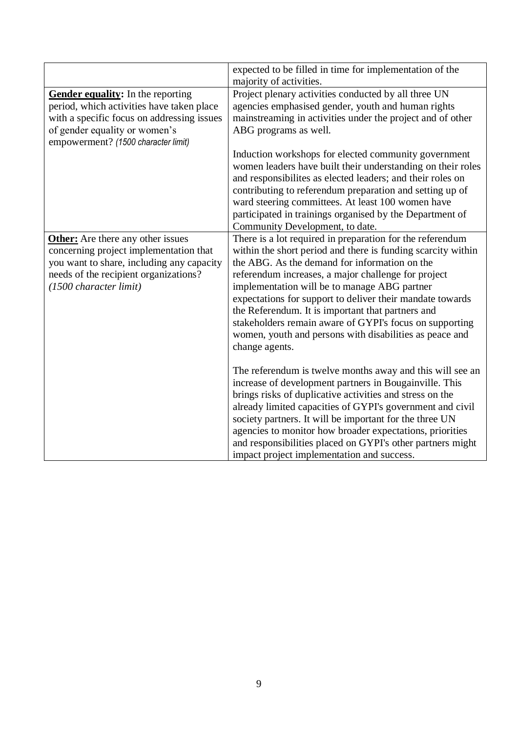| | |
|---|---|
| | expected to be filled in time for implementation of the majority of activities. |
| **Gender equality:** In the reporting period, which activities have taken place with a specific focus on addressing issues of gender equality or women's empowerment? *(1500 character limit)* | Project plenary activities conducted by all three UN agencies emphasised gender, youth and human rights mainstreaming in activities under the project and of other ABG programs as well.<br><br>Induction workshops for elected community government women leaders have built their understanding on their roles and responsibilites as elected leaders; and their roles on contributing to referendum preparation and setting up of ward steering committees. At least 100 women have participated in trainings organised by the Department of Community Development, to date. |
| **Other:** Are there any other issues concerning project implementation that you want to share, including any capacity needs of the recipient organizations? *(1500 character limit)* | There is a lot required in preparation for the referendum within the short period and there is funding scarcity within the ABG. As the demand for information on the referendum increases, a major challenge for project implementation will be to manage ABG partner expectations for support to deliver their mandate towards the Referendum. It is important that partners and stakeholders remain aware of GYPI's focus on supporting women, youth and persons with disabilities as peace and change agents.<br><br>The referendum is twelve months away and this will see an increase of development partners in Bougainville. This brings risks of duplicative activities and stress on the already limited capacities of GYPI's government and civil society partners. It will be important for the three UN agencies to monitor how broader expectations, priorities and responsibilities placed on GYPI's other partners might impact project implementation and success. |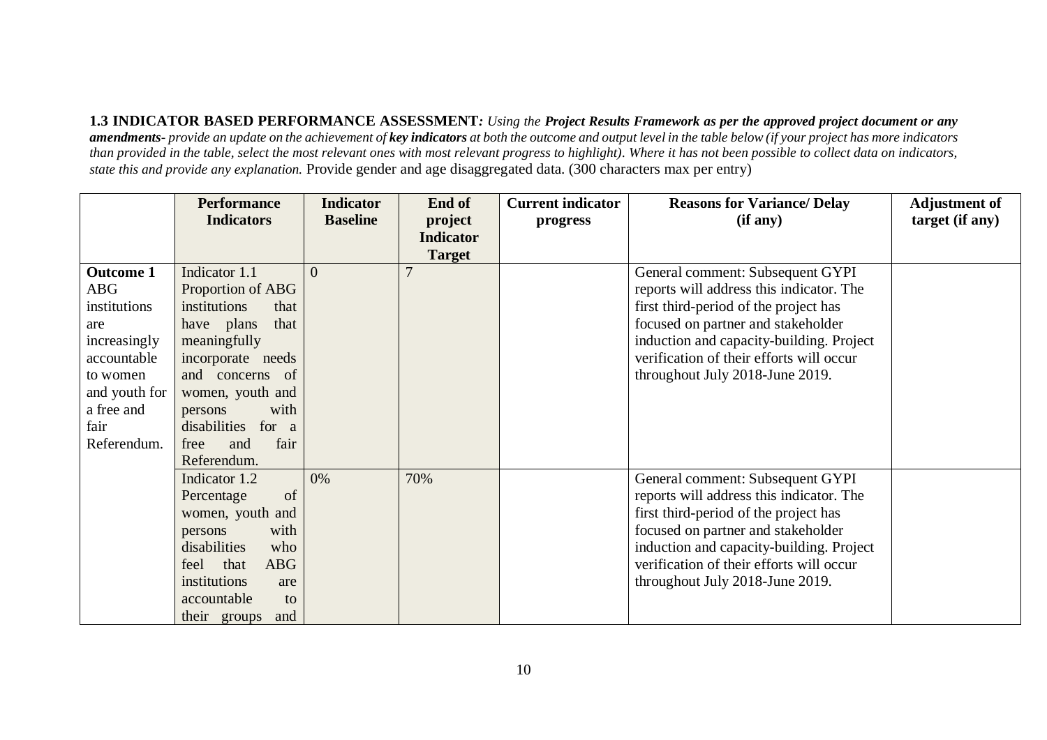**1.3 INDICATOR BASED PERFORMANCE ASSESSMENT***: Using the* ***Project Results Framework as per the approved project document or any amendments****- provide an update on the achievement of* ***key indicators*** *at both the outcome and output level in the table below (if your project has more indicators than provided in the table, select the most relevant ones with most relevant progress to highlight). Where it has not been possible to collect data on indicators, state this and provide any explanation.* Provide gender and age disaggregated data. (300 characters max per entry)

| | Performance Indicators | Indicator Baseline | End of project Indicator Target | Current indicator progress | Reasons for Variance/ Delay (if any) | Adjustment of target (if any) |
|---|---|---|---|---|---|---|
| **Outcome 1** ABG institutions are increasingly accountable to women and youth for a free and fair Referendum. | Indicator 1.1 Proportion of ABG institutions that have plans that meaningfully incorporate needs and concerns of women, youth and persons with disabilities for a free and fair Referendum. | 0 | 7 | | General comment: Subsequent GYPI reports will address this indicator. The first third-period of the project has focused on partner and stakeholder induction and capacity-building. Project verification of their efforts will occur throughout July 2018-June 2019. | |
| | Indicator 1.2 Percentage of women, youth and persons with disabilities who feel that ABG institutions are accountable to their groups and | 0% | 70% | | General comment: Subsequent GYPI reports will address this indicator. The first third-period of the project has focused on partner and stakeholder induction and capacity-building. Project verification of their efforts will occur throughout July 2018-June 2019. | |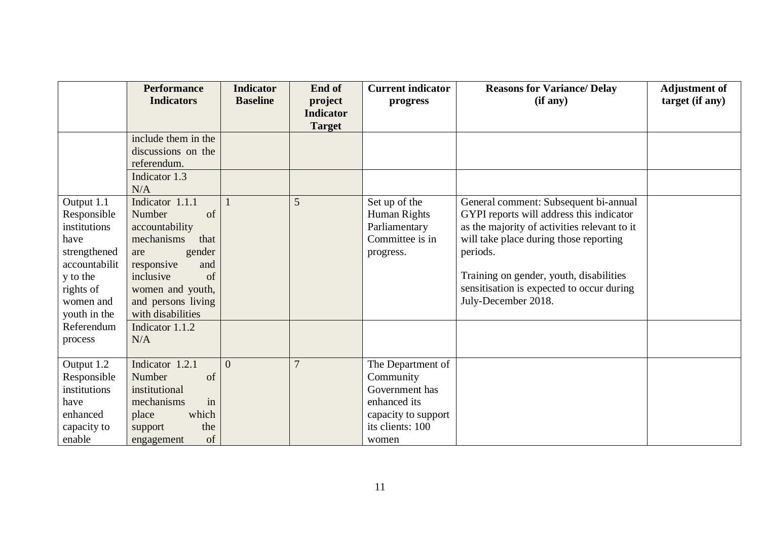| | Performance Indicators | Indicator Baseline | End of project Indicator Target | Current indicator progress | Reasons for Variance/ Delay (if any) | Adjustment of target (if any) |
|---|---|---|---|---|---|---|
| | include them in the discussions on the referendum. | | | | | |
| | Indicator 1.3 N/A | | | | | |
| Output 1.1 Responsible institutions have strengthened accountability to the rights of women and youth in the Referendum process | Indicator 1.1.1 Number of accountability mechanisms that are gender responsive and inclusive of women and youth, and persons living with disabilities | 1 | 5 | Set up of the Human Rights Parliamentary Committee is in progress. | General comment: Subsequent bi-annual GYPI reports will address this indicator as the majority of activities relevant to it will take place during those reporting periods.<br><br>Training on gender, youth, disabilities sensitisation is expected to occur during July-December 2018. | |
| | Indicator 1.1.2 N/A | | | | | |
| Output 1.2 Responsible institutions have enhanced capacity to enable | Indicator 1.2.1 Number of institutional mechanisms in place which support the engagement of | 0 | 7 | The Department of Community Government has enhanced its capacity to support its clients: 100 women | | |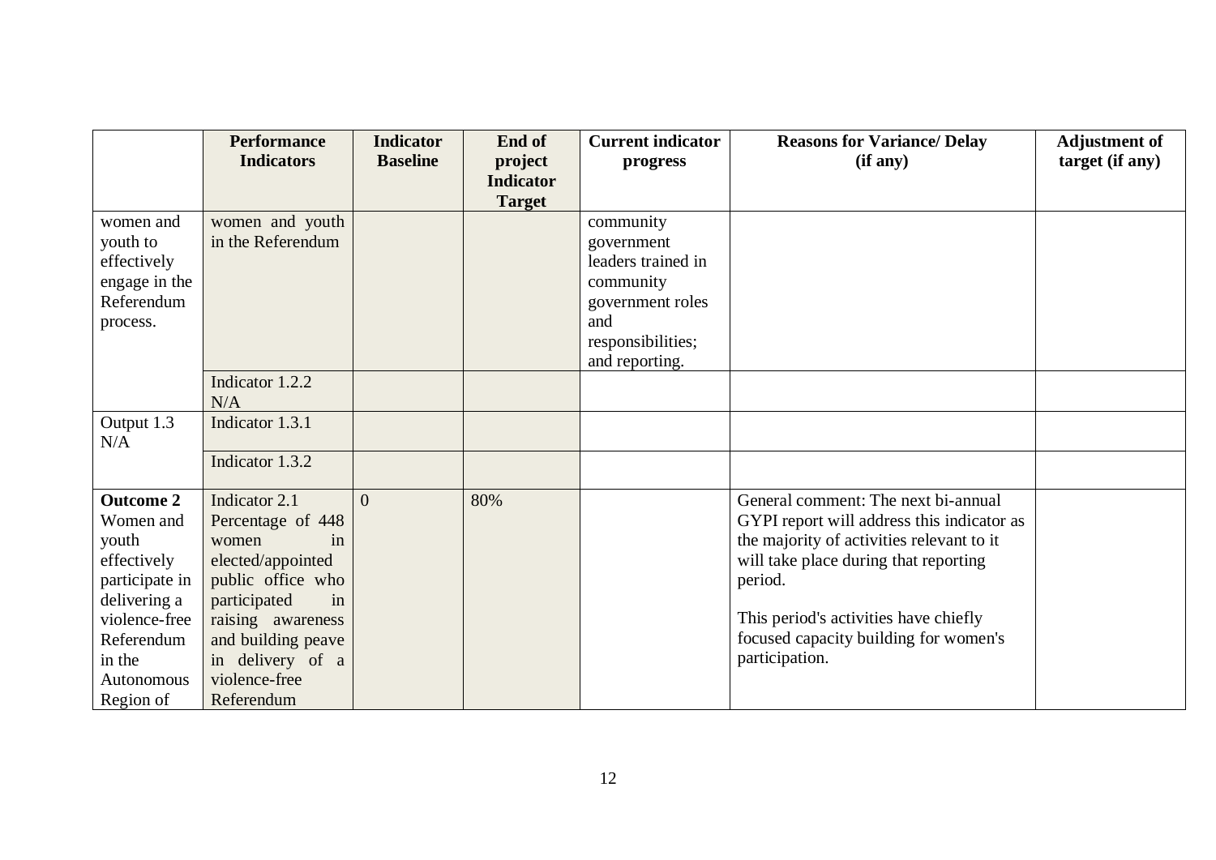| | Performance Indicators | Indicator Baseline | End of project Indicator Target | Current indicator progress | Reasons for Variance/ Delay (if any) | Adjustment of target (if any) |
|---|---|---|---|---|---|---|
| women and youth to effectively engage in the Referendum process. | women and youth in the Referendum | | | community government leaders trained in community government roles and responsibilities; and reporting. | | |
| | Indicator 1.2.2 N/A | | | | | |
| Output 1.3 N/A | Indicator 1.3.1 | | | | | |
| | Indicator 1.3.2 | | | | | |
| **Outcome 2** Women and youth effectively participate in delivering a violence-free Referendum in the Autonomous Region of | Indicator 2.1 Percentage of 448 women in elected/appointed public office who participated in raising awareness and building peave in delivery of a violence-free Referendum | 0 | 80% | | General comment: The next bi-annual GYPI report will address this indicator as the majority of activities relevant to it will take place during that reporting period.<br><br>This period's activities have chiefly focused capacity building for women's participation. | |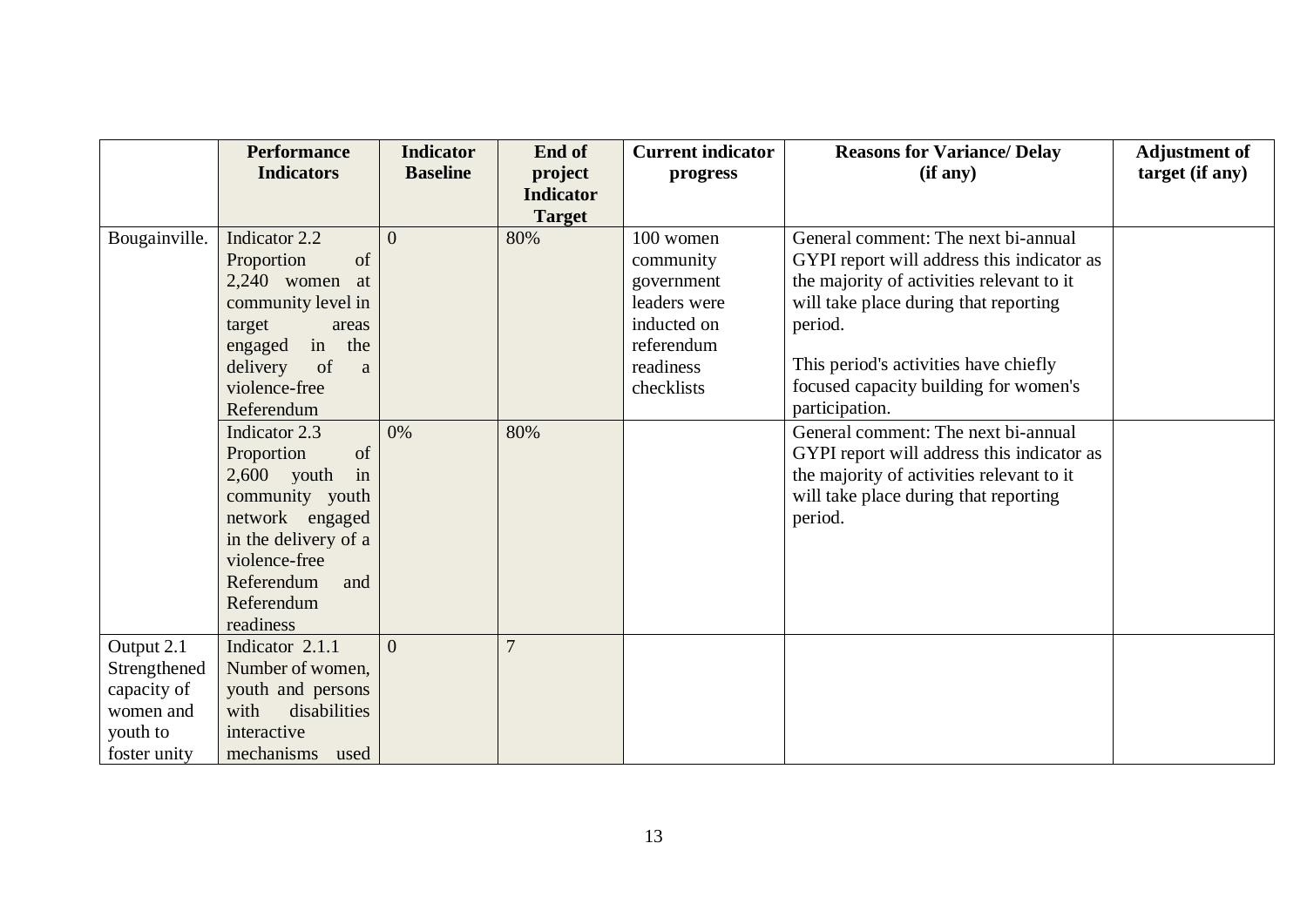| | Performance Indicators | Indicator Baseline | End of project Indicator Target | Current indicator progress | Reasons for Variance/ Delay (if any) | Adjustment of target (if any) |
|---|---|---|---|---|---|---|
| Bougainville. | Indicator 2.2 Proportion of 2,240 women at community level in target areas engaged in the delivery of a violence-free Referendum | 0 | 80% | 100 women community government leaders were inducted on referendum readiness checklists | General comment: The next bi-annual GYPI report will address this indicator as the majority of activities relevant to it will take place during that reporting period.<br><br>This period's activities have chiefly focused capacity building for women's participation. | |
| | Indicator 2.3 Proportion of 2,600 youth in community youth network engaged in the delivery of a violence-free Referendum and Referendum readiness | 0% | 80% | | General comment: The next bi-annual GYPI report will address this indicator as the majority of activities relevant to it will take place during that reporting period. | |
| Output 2.1 Strengthened capacity of women and youth to foster unity | Indicator 2.1.1 Number of women, youth and persons with disabilities interactive mechanisms used | 0 | 7 | | | |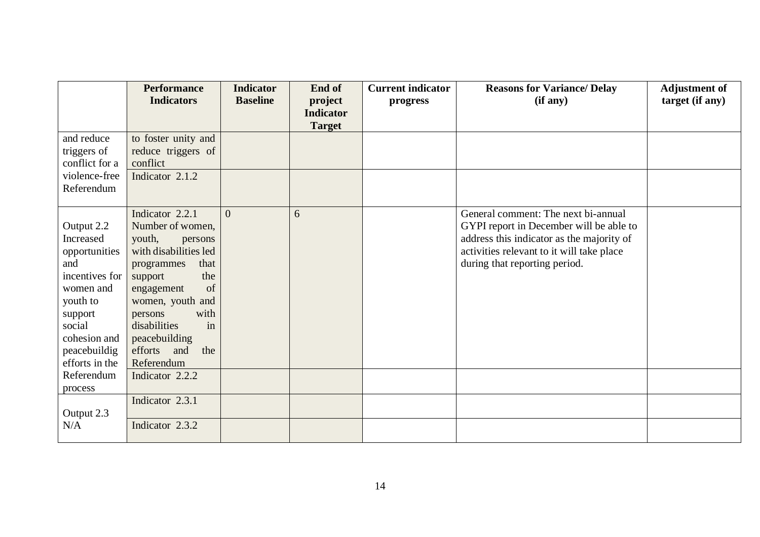| | Performance Indicators | Indicator Baseline | End of project Indicator Target | Current indicator progress | Reasons for Variance/ Delay (if any) | Adjustment of target (if any) |
|---|---|---|---|---|---|---|
| and reduce triggers of conflict for a violence-free Referendum | to foster unity and reduce triggers of conflict | | | | | |
| | Indicator 2.1.2 | | | | | |
| Output 2.2 Increased opportunities and incentives for women and youth to support social cohesion and peacebuildig efforts in the Referendum process | Indicator 2.2.1 Number of women, youth, persons with disabilities led programmes that support the engagement of women, youth and persons with disabilities in peacebuilding efforts and the Referendum | 0 | 6 | | General comment: The next bi-annual GYPI report in December will be able to address this indicator as the majority of activities relevant to it will take place during that reporting period. | |
| | Indicator 2.2.2 | | | | | |
| Output 2.3 N/A | Indicator 2.3.1 | | | | | |
| | Indicator 2.3.2 | | | | | |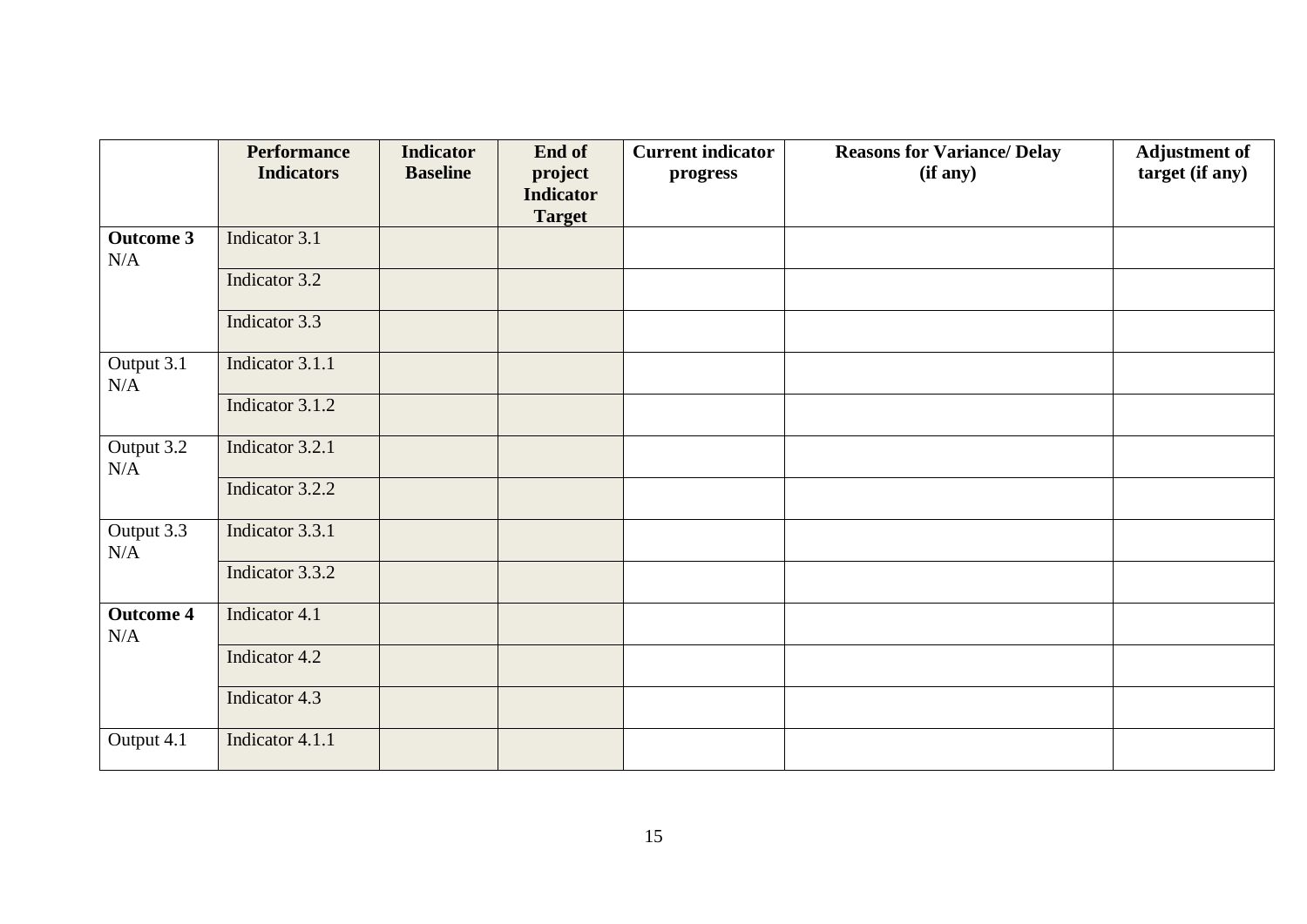| | Performance Indicators | Indicator Baseline | End of project Indicator Target | Current indicator progress | Reasons for Variance/ Delay (if any) | Adjustment of target (if any) |
|---|---|---|---|---|---|---|
| **Outcome 3** N/A | Indicator 3.1 | | | | | |
| | Indicator 3.2 | | | | | |
| | Indicator 3.3 | | | | | |
| Output 3.1 N/A | Indicator 3.1.1 | | | | | |
| | Indicator 3.1.2 | | | | | |
| Output 3.2 N/A | Indicator 3.2.1 | | | | | |
| | Indicator 3.2.2 | | | | | |
| Output 3.3 N/A | Indicator 3.3.1 | | | | | |
| | Indicator 3.3.2 | | | | | |
| **Outcome 4** N/A | Indicator 4.1 | | | | | |
| | Indicator 4.2 | | | | | |
| | Indicator 4.3 | | | | | |
| Output 4.1 | Indicator 4.1.1 | | | | | |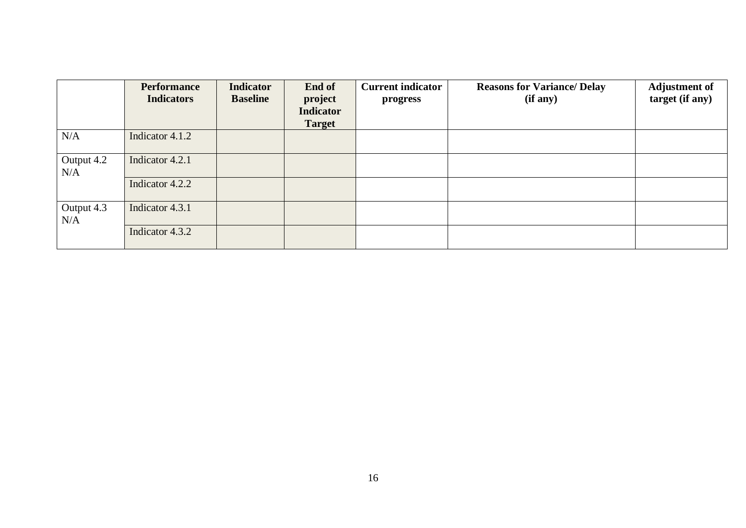| | Performance Indicators | Indicator Baseline | End of project Indicator Target | Current indicator progress | Reasons for Variance/ Delay (if any) | Adjustment of target (if any) |
|---|---|---|---|---|---|---|
| N/A | Indicator 4.1.2 | | | | | |
| Output 4.2 N/A | Indicator 4.2.1 | | | | | |
| | Indicator 4.2.2 | | | | | |
| Output 4.3 N/A | Indicator 4.3.1 | | | | | |
| | Indicator 4.3.2 | | | | | |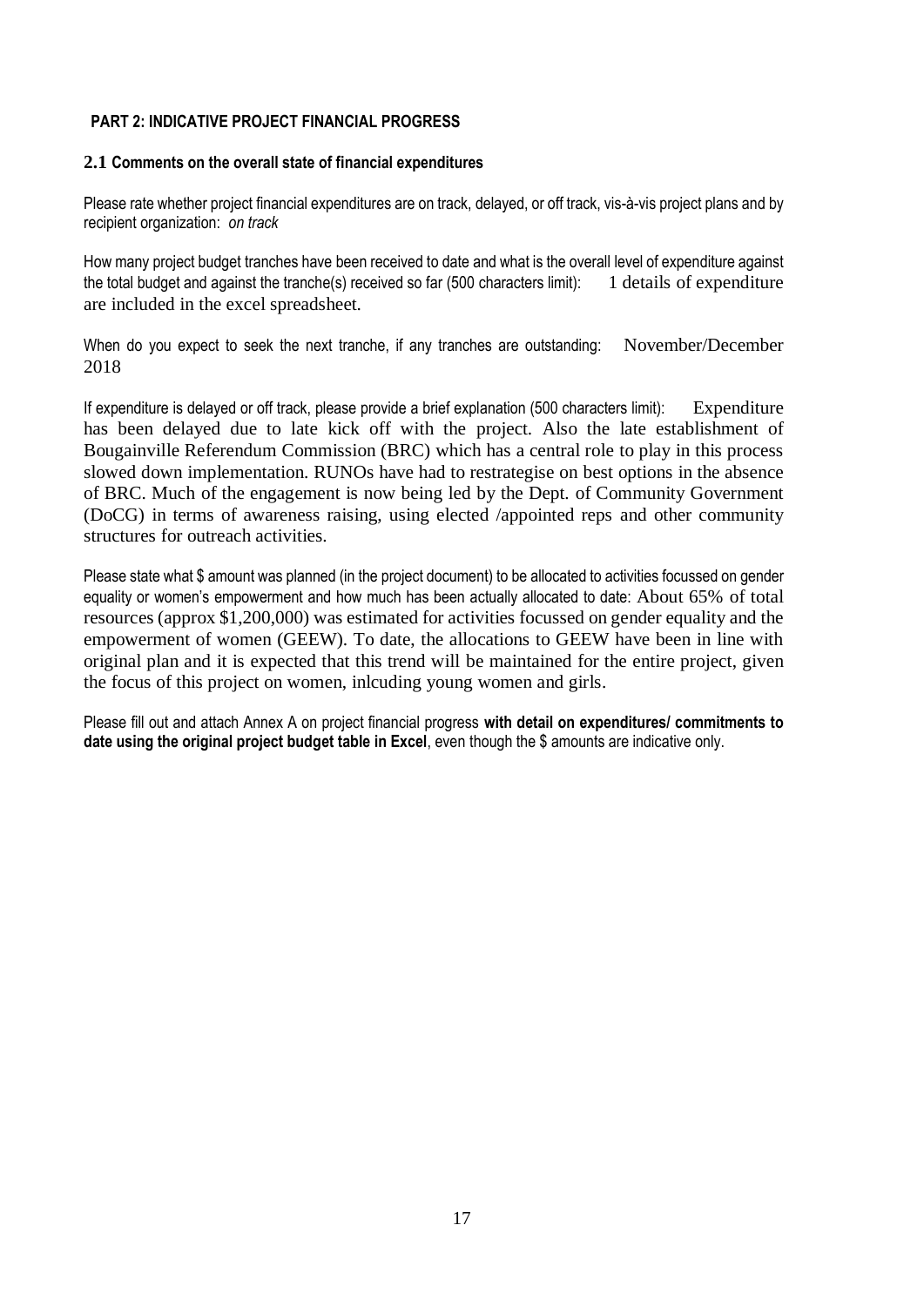**PART 2: INDICATIVE PROJECT FINANCIAL PROGRESS**

**2.1 Comments on the overall state of financial expenditures**

Please rate whether project financial expenditures are on track, delayed, or off track, vis-à-vis project plans and by recipient organization: *on track*

How many project budget tranches have been received to date and what is the overall level of expenditure against the total budget and against the tranche(s) received so far (500 characters limit): 1 details of expenditure are included in the excel spreadsheet.

When do you expect to seek the next tranche, if any tranches are outstanding: November/December 2018

If expenditure is delayed or off track, please provide a brief explanation (500 characters limit): Expenditure has been delayed due to late kick off with the project. Also the late establishment of Bougainville Referendum Commission (BRC) which has a central role to play in this process slowed down implementation. RUNOs have had to restrategise on best options in the absence of BRC. Much of the engagement is now being led by the Dept. of Community Government (DoCG) in terms of awareness raising, using elected /appointed reps and other community structures for outreach activities.

Please state what $ amount was planned (in the project document) to be allocated to activities focussed on gender equality or women's empowerment and how much has been actually allocated to date: About 65% of total resources (approx $1,200,000) was estimated for activities focussed on gender equality and the empowerment of women (GEEW). To date, the allocations to GEEW have been in line with original plan and it is expected that this trend will be maintained for the entire project, given the focus of this project on women, inlcuding young women and girls.

Please fill out and attach Annex A on project financial progress **with detail on expenditures/ commitments to date using the original project budget table in Excel**, even though the $ amounts are indicative only.